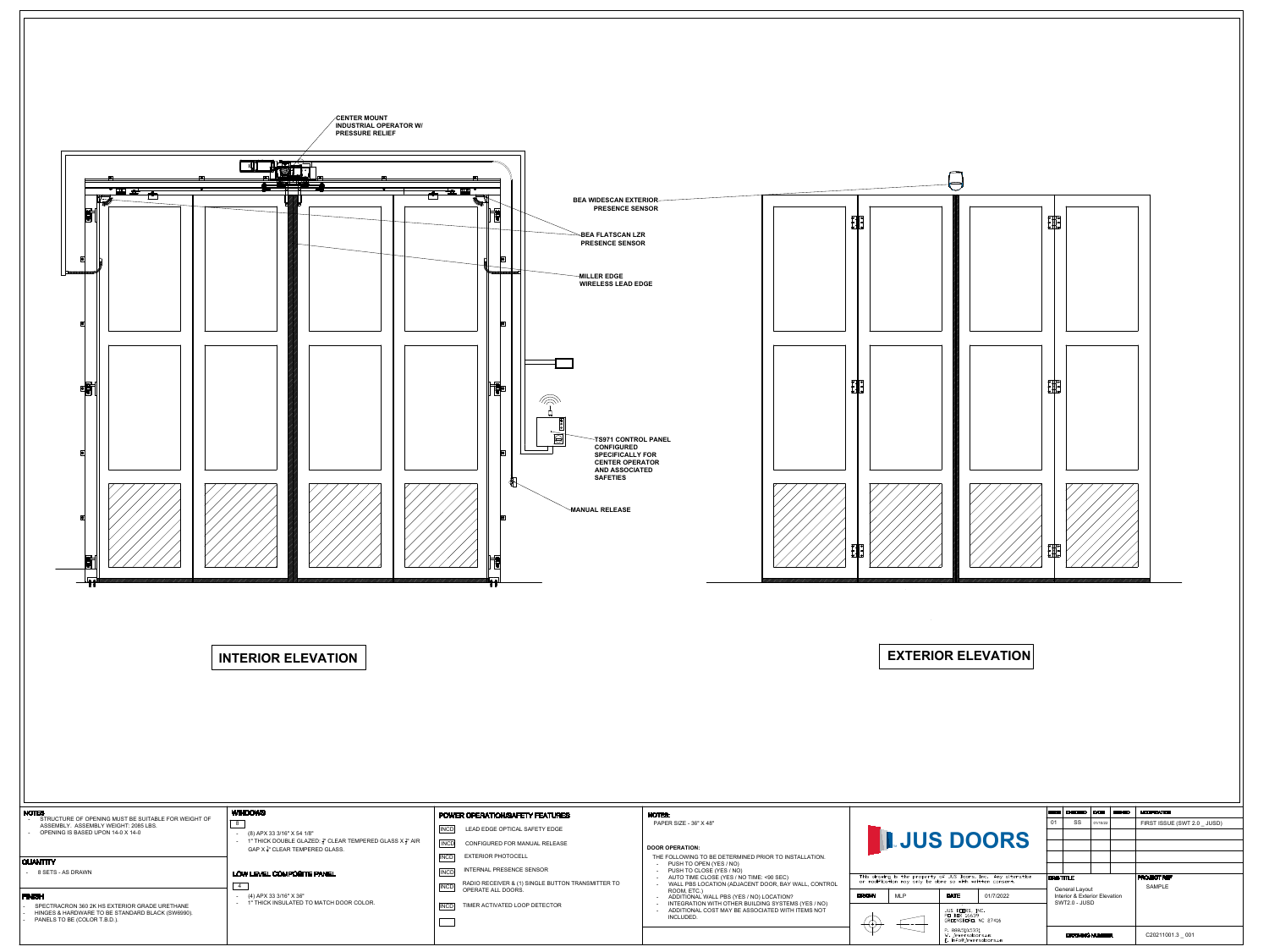CENTER MOUNT INDUSTRIAL OPERATOR W/ PRESSURE RELIEF

BEA WIDESCAN EXTERIOR PRESENCE SENSOR

BEA FLATSCAN LZR PRESENCE SENSOR

MILLER EDGE WIRELESS LEAD EDGE

TS971 CONTROL PANEL CONFIGURED SPECIFICALLY FOR CENTER OPERATOR AND ASSOCIATED SAFETIES

MANUAL RELEASE

## INTERIOR ELEVATION

## EXTERIOR ELEVATION

### NOTES

- STRUCTURE OF OPENING MUST BE SUITABLE FOR WEIGHT OF ASSEMBLY. ASSEMBLY WEIGHT: 2085 LBS.
- OPENING IS BASED UPON 14-0 X 14-0

### QUANTITY

- 8 SETS - AS DRAWN

### FINISH

- SPECTRACRON 360 2K HS EXTERIOR GRADE URETHANE
- HINGES & HARDWARE TO BE STANDARD BLACK (SW6990).
- PANELS TO BE (COLOR T.B.D.).

### WINDOWS

8

- (8) APX 33 3/16" X 54 1/8"
- 1" THICK DOUBLE GLAZED ¼" CLEAR TEMPERED GLASS X ½" AIR GAP X ¼" CLEAR TEMPERED GLASS.

### LOW LEVEL COMPOSITE PANEL

4

- (4) APX 33 3/16" X 36"
- 1" THICK INSULATED TO MATCH DOOR COLOR.

### POWER OPERATION/SAFETY FEATURES

- INCD — LEAD EDGE OPTICAL SAFETY EDGE
- INCD — CONFIGURED FOR MANUAL RELEASE
- INCD — EXTERIOR PHOTOCELL
- INCD — INTERNAL PRESENCE SENSOR
- INCD — RADIO RECEIVER & (1) SINGLE BUTTON TRANSMITTER TO OPERATE ALL DOORS.
- INCD — TIMER ACTIVATED LOOP DETECTOR

### NOTES:

PAPER SIZE - 36" X 48"

**DOOR OPERATION:**

THE FOLLOWING TO BE DETERMINED PRIOR TO INSTALLATION.

- PUSH TO OPEN (YES / NO)
- PUSH TO CLOSE (YES / NO)
- AUTO TIME CLOSE (YES / NO TIME: <90 SEC)
- WALL PBS LOCATION (ADJACENT DOOR, BAY WALL, CONTROL ROOM, ETC.)
- ADDITIONAL WALL PBS (YES / NO) LOCATION?
- INTEGRATION WITH OTHER BUILDING SYSTEMS (YES / NO)
- ADDITIONAL COST MAY BE ASSOCIATED WITH ITEMS NOT INCLUDED.

**JUS DOORS**

This drawing is the property of JUS Doors, Inc. Any alteration or modification may only be done so with written consent.

| DRAWN | MLP | DATE | 01/7/2022 |
|---|---|---|---|

JUS DOORS, INC.
PO BOX 16639
GREENSBORO, NC 27416

| ISSUE | CHECKED | DATE | ISSUED | MODIFICATION |
|---|---|---|---|---|
| 01 | SS | 01/10/22 | | FIRST ISSUE (SWT 2.0 _ JUSD) |

**DWG TITLE:** General Layout, Interior & Exterior Elevation, SWT2.0 - JUSD

**PROJECT REF:** SAMPLE

**DRAWING NUMBER:** C20211001.3 _ 001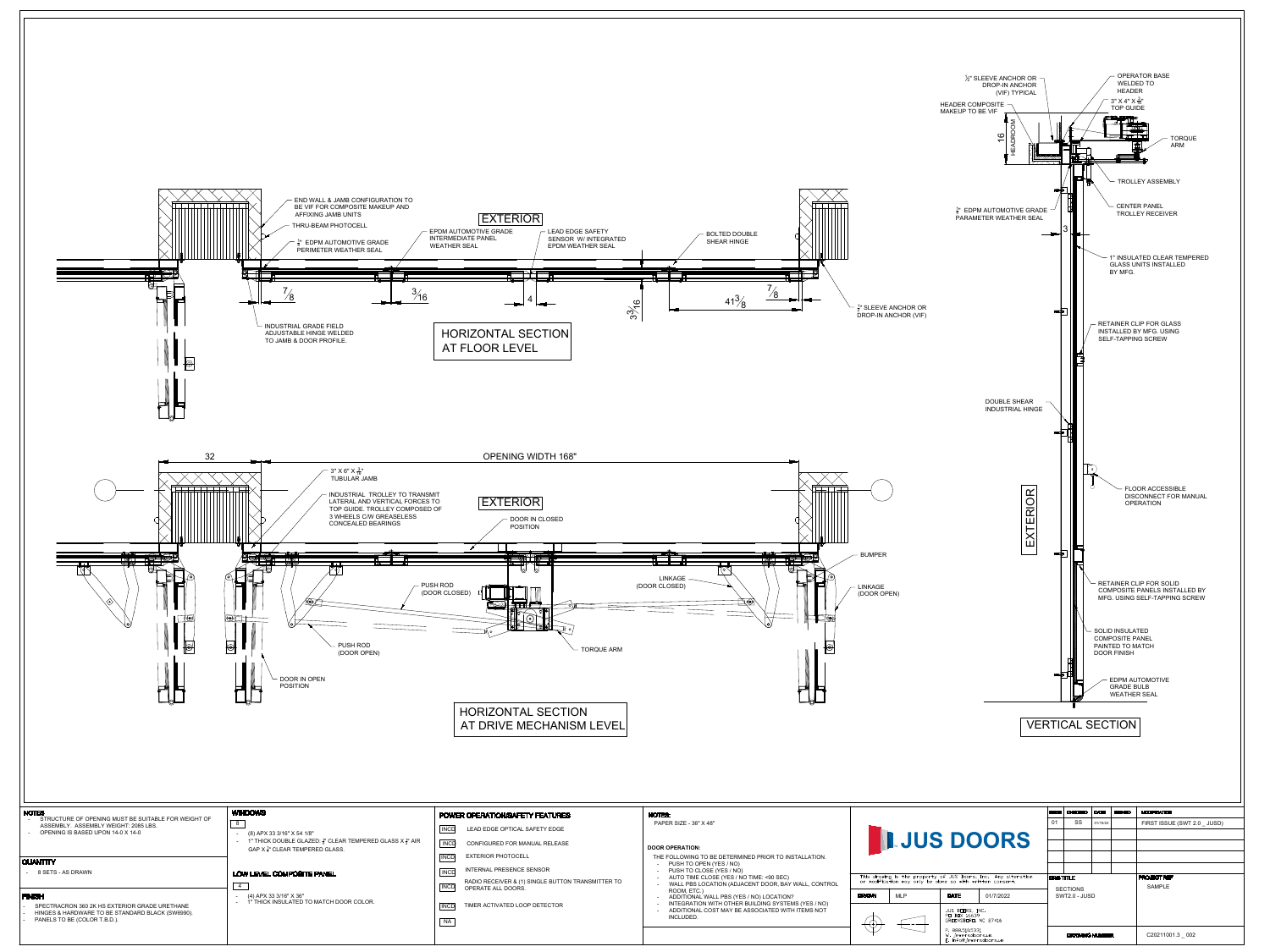HORIZONTAL SECTION AT FLOOR LEVEL

EXTERIOR

END WALL & JAMB CONFIGURATION TO BE VIF FOR COMPOSITE MAKEUP AND AFFIXING JAMB UNITS

THRU-BEAM PHOTOCELL

¾" EDPM AUTOMOTIVE GRADE PERIMETER WEATHER SEAL

EPDM AUTOMOTIVE GRADE INTERMEDIATE PANEL WEATHER SEAL

LEAD EDGE SAFETY SENSOR W/ INTEGRATED EPDM WEATHER SEAL

BOLTED DOUBLE SHEAR HINGE

½" SLEEVE ANCHOR OR DROP-IN ANCHOR (VIF)

INDUSTRIAL GRADE FIELD ADJUSTABLE HINGE WELDED TO JAMB & DOOR PROFILE.

7/8 3/16 4 3 3/16 41 3/8 7/8

HORIZONTAL SECTION AT DRIVE MECHANISM LEVEL

32

OPENING WIDTH 168"

3" X 6" X ¾" TUBULAR JAMB

INDUSTRIAL TROLLEY TO TRANSMIT LATERAL AND VERTICAL FORCES TO TOP GUIDE. TROLLEY COMPOSED OF 3 WHEELS C/W GREASELESS CONCEALED BEARINGS

EXTERIOR

DOOR IN CLOSED POSITION

PUSH ROD (DOOR CLOSED)

PUSH ROD (DOOR OPEN)

DOOR IN OPEN POSITION

TORQUE ARM

LINKAGE (DOOR CLOSED)

BUMPER

LINKAGE (DOOR OPEN)

VERTICAL SECTION

½" SLEEVE ANCHOR OR DROP-IN ANCHOR (VIF) TYPICAL

HEADER COMPOSITE MAKEUP TO BE VIF

16 HEADROOM

OPERATOR BASE WELDED TO HEADER

3" X 4" X ¼" TOP GUIDE

TORQUE ARM

TROLLEY ASSEMBLY

CENTER PANEL TROLLEY RECEIVER

¾" EDPM AUTOMOTIVE GRADE PARAMETER WEATHER SEAL

3

1" INSULATED CLEAR TEMPERED GLASS UNITS INSTALLED BY MFG.

RETAINER CLIP FOR GLASS INSTALLED BY MFG. USING SELF-TAPPING SCREW

DOUBLE SHEAR INDUSTRIAL HINGE

EXTERIOR

FLOOR ACCESSIBLE DISCONNECT FOR MANUAL OPERATION

RETAINER CLIP FOR SOLID COMPOSITE PANELS INSTALLED BY MFG. USING SELF-TAPPING SCREW

SOLID INSULATED COMPOSITE PANEL PAINTED TO MATCH DOOR FINISH

EDPM AUTOMOTIVE GRADE BULB WEATHER SEAL

**NOTES**

- STRUCTURE OF OPENING MUST BE SUITABLE FOR WEIGHT OF ASSEMBLY. ASSEMBLY WEIGHT: 2085 LBS.
- OPENING IS BASED UPON 14-0 X 14-0

**QUANTITY**

- 8 SETS - AS DRAWN

**FINISH**

- SPECTRACRON 360 2K HS EXTERIOR GRADE URETHANE
- HINGES & HARDWARE TO BE STANDARD BLACK (SW6990).
- PANELS TO BE (COLOR T.B.D.).

**WINDOWS**

8

- (8) APX 33 3/16" X 54 1/8"
- 1" THICK DOUBLE GLAZED ¼" CLEAR TEMPERED GLASS X ½" AIR GAP X ¼" CLEAR TEMPERED GLASS.

**LOW LEVEL COMPOSITE PANEL**

4

- (4) APX 33 3/16" X 36"
- 1" THICK INSULATED TO MATCH DOOR COLOR.

**POWER OPERATION/SAFETY FEATURES**

- INCL LEAD EDGE OPTICAL SAFETY EDGE
- INCL CONFIGURED FOR MANUAL RELEASE
- INCL EXTERIOR PHOTOCELL
- INCL INTERNAL PRESENCE SENSOR
- INCL RADIO RECEIVER & (1) SINGLE BUTTON TRANSMITTER TO OPERATE ALL DOORS.
- INCL TIMER ACTIVATED LOOP DETECTOR
- NA

**NOTES:**

PAPER SIZE - 36" X 48"

**DOOR OPERATION:**

THE FOLLOWING TO BE DETERMINED PRIOR TO INSTALLATION.

- PUSH TO OPEN (YES / NO)
- PUSH TO CLOSE (YES / NO)
- AUTO TIME CLOSE (YES / NO TIME: <90 SEC)
- WALL PBS LOCATION (ADJACENT DOOR, BAY WALL, CONTROL ROOM, ETC.)
- ADDITIONAL WALL PBS (YES / NO) LOCATION?
- INTEGRATION WITH OTHER BUILDING SYSTEMS (YES / NO)
- ADDITIONAL COST MAY BE ASSOCIATED WITH ITEMS NOT INCLUDED.

JUS DOORS

This drawing is the property of JUS Doors, Inc. Any alteration or modification may only be done so with written consent.

| DRAWN | MLP | DATE | 01/7/2022 |
|---|---|---|---|

JUS DOORS, INC.
PO BOX 16639
GREENSBORO, NC 27416
P. 888.JUS.1331
W. jusdoors.com
E. info@jusdoors.com

| ISSUE | CHECKED | DATE | ISSUED | MODIFICATION |
|---|---|---|---|---|
| 01 | SS | 01/18/22 | | FIRST ISSUE (SWT 2.0 _ JUSD) |

| DWG TITLE | PROJECT REF |
|---|---|
| SECTIONS SWT2.0 - JUSD | SAMPLE |
| DRAWING NUMBER | C202110013 _ 002 |